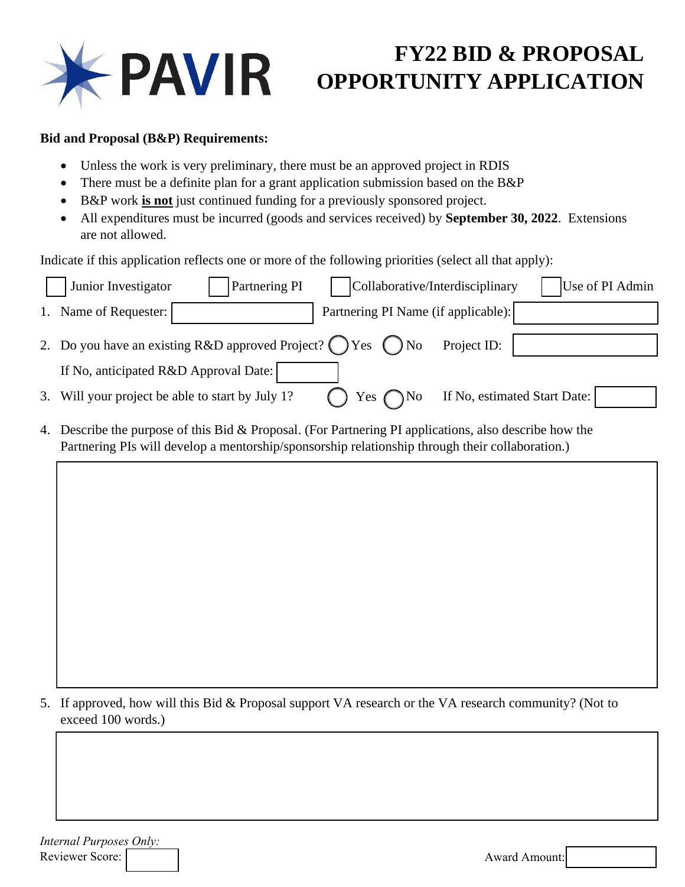PAVIR

# FY22 BID & PROPOSAL OPPORTUNITY APPLICATION

**Bid and Proposal (B&P) Requirements:**

- Unless the work is very preliminary, there must be an approved project in RDIS
- There must be a definite plan for a grant application submission based on the B&P
- B&P work ***is not*** just continued funding for a previously sponsored project.
- All expenditures must be incurred (goods and services received) by **September 30, 2022**. Extensions are not allowed.

Indicate if this application reflects one or more of the following priorities (select all that apply):

☐ Junior Investigator ☐ Partnering PI ☐ Collaborative/Interdisciplinary ☐ Use of PI Admin

1. Name of Requester: ____________ Partnering PI Name (if applicable): ____________

2. Do you have an existing R&D approved Project? ◯ Yes ◯ No Project ID: ____________

   If No, anticipated R&D Approval Date: ____________

3. Will your project be able to start by July 1? ◯ Yes ◯ No If No, estimated Start Date: ____________

4. Describe the purpose of this Bid & Proposal. (For Partnering PI applications, also describe how the Partnering PIs will develop a mentorship/sponsorship relationship through their collaboration.)

5. If approved, how will this Bid & Proposal support VA research or the VA research community? (Not to exceed 100 words.)

*Internal Purposes Only:*

Reviewer Score: ____________ Award Amount: ____________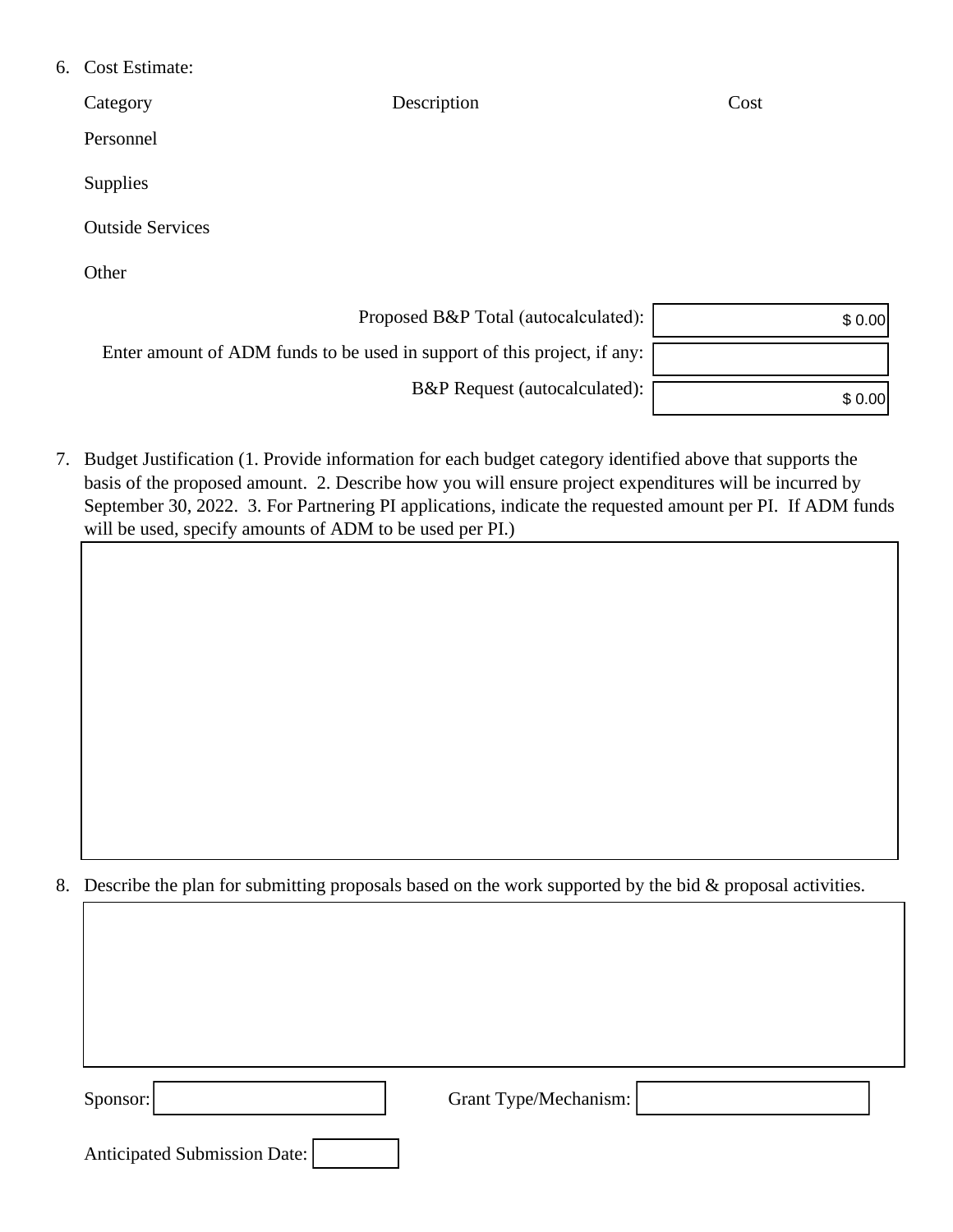6. Cost Estimate:

| Category | Description | Cost |
|---|---|---|
| Personnel | | |
| Supplies | | |
| Outside Services | | |
| Other | | |

Proposed B&P Total (autocalculated): $ 0.00

Enter amount of ADM funds to be used in support of this project, if any:

B&P Request (autocalculated): $ 0.00

7. Budget Justification (1. Provide information for each budget category identified above that supports the basis of the proposed amount. 2. Describe how you will ensure project expenditures will be incurred by September 30, 2022. 3. For Partnering PI applications, indicate the requested amount per PI. If ADM funds will be used, specify amounts of ADM to be used per PI.)

8. Describe the plan for submitting proposals based on the work supported by the bid & proposal activities.

Sponsor:

Grant Type/Mechanism:

Anticipated Submission Date: